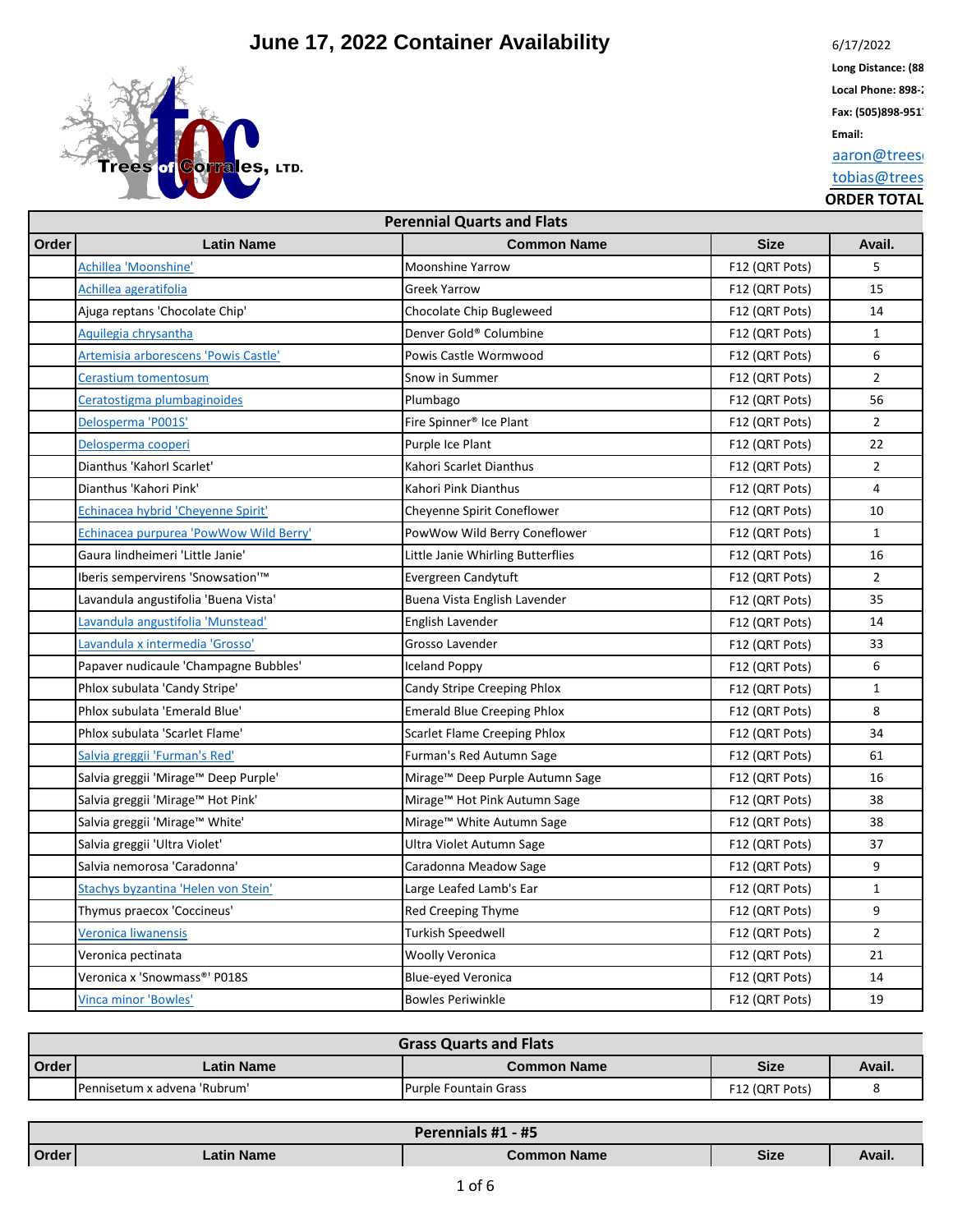# June 17, 2022 Container Availability

Trees of Corrales, LTD.

6/17/2022

**Long Distance: (88**

**Local Phone: 898-**

**Fax: (505)898-951**

**Email:**

aaron@trees

tobias@trees

**ORDER TOTAL**

| Perennial Quarts and Flats | | | | |
|---|---|---|---|---|
| **Order** | **Latin Name** | **Common Name** | **Size** | **Avail.** |
| | Achillea 'Moonshine' | Moonshine Yarrow | F12 (QRT Pots) | 5 |
| | Achillea ageratifolia | Greek Yarrow | F12 (QRT Pots) | 15 |
| | Ajuga reptans 'Chocolate Chip' | Chocolate Chip Bugleweed | F12 (QRT Pots) | 14 |
| | Aquilegia chrysantha | Denver Gold® Columbine | F12 (QRT Pots) | 1 |
| | Artemisia arborescens 'Powis Castle' | Powis Castle Wormwood | F12 (QRT Pots) | 6 |
| | Cerastium tomentosum | Snow in Summer | F12 (QRT Pots) | 2 |
| | Ceratostigma plumbaginoides | Plumbago | F12 (QRT Pots) | 56 |
| | Delosperma 'P001S' | Fire Spinner® Ice Plant | F12 (QRT Pots) | 2 |
| | Delosperma cooperi | Purple Ice Plant | F12 (QRT Pots) | 22 |
| | Dianthus 'KahorI Scarlet' | Kahori Scarlet Dianthus | F12 (QRT Pots) | 2 |
| | Dianthus 'Kahori Pink' | Kahori Pink Dianthus | F12 (QRT Pots) | 4 |
| | Echinacea hybrid 'Cheyenne Spirit' | Cheyenne Spirit Coneflower | F12 (QRT Pots) | 10 |
| | Echinacea purpurea 'PowWow Wild Berry' | PowWow Wild Berry Coneflower | F12 (QRT Pots) | 1 |
| | Gaura lindheimeri 'Little Janie' | Little Janie Whirling Butterflies | F12 (QRT Pots) | 16 |
| | Iberis sempervirens 'Snowsation'™ | Evergreen Candytuft | F12 (QRT Pots) | 2 |
| | Lavandula angustifolia 'Buena Vista' | Buena Vista English Lavender | F12 (QRT Pots) | 35 |
| | Lavandula angustifolia 'Munstead' | English Lavender | F12 (QRT Pots) | 14 |
| | Lavandula x intermedia 'Grosso' | Grosso Lavender | F12 (QRT Pots) | 33 |
| | Papaver nudicaule 'Champagne Bubbles' | Iceland Poppy | F12 (QRT Pots) | 6 |
| | Phlox subulata 'Candy Stripe' | Candy Stripe Creeping Phlox | F12 (QRT Pots) | 1 |
| | Phlox subulata 'Emerald Blue' | Emerald Blue Creeping Phlox | F12 (QRT Pots) | 8 |
| | Phlox subulata 'Scarlet Flame' | Scarlet Flame Creeping Phlox | F12 (QRT Pots) | 34 |
| | Salvia greggii 'Furman's Red' | Furman's Red Autumn Sage | F12 (QRT Pots) | 61 |
| | Salvia greggii 'Mirage™ Deep Purple' | Mirage™ Deep Purple Autumn Sage | F12 (QRT Pots) | 16 |
| | Salvia greggii 'Mirage™ Hot Pink' | Mirage™ Hot Pink Autumn Sage | F12 (QRT Pots) | 38 |
| | Salvia greggii 'Mirage™ White' | Mirage™ White Autumn Sage | F12 (QRT Pots) | 38 |
| | Salvia greggii 'Ultra Violet' | Ultra Violet Autumn Sage | F12 (QRT Pots) | 37 |
| | Salvia nemorosa 'Caradonna' | Caradonna Meadow Sage | F12 (QRT Pots) | 9 |
| | Stachys byzantina 'Helen von Stein' | Large Leafed Lamb's Ear | F12 (QRT Pots) | 1 |
| | Thymus praecox 'Coccineus' | Red Creeping Thyme | F12 (QRT Pots) | 9 |
| | Veronica liwanensis | Turkish Speedwell | F12 (QRT Pots) | 2 |
| | Veronica pectinata | Woolly Veronica | F12 (QRT Pots) | 21 |
| | Veronica x 'Snowmass®' P018S | Blue-eyed Veronica | F12 (QRT Pots) | 14 |
| | Vinca minor 'Bowles' | Bowles Periwinkle | F12 (QRT Pots) | 19 |

| Grass Quarts and Flats | | | | |
|---|---|---|---|---|
| **Order** | **Latin Name** | **Common Name** | **Size** | **Avail.** |
| | Pennisetum x advena 'Rubrum' | Purple Fountain Grass | F12 (QRT Pots) | 8 |

| Perennials #1 - #5 | | | | |
|---|---|---|---|---|
| **Order** | **Latin Name** | **Common Name** | **Size** | **Avail.** |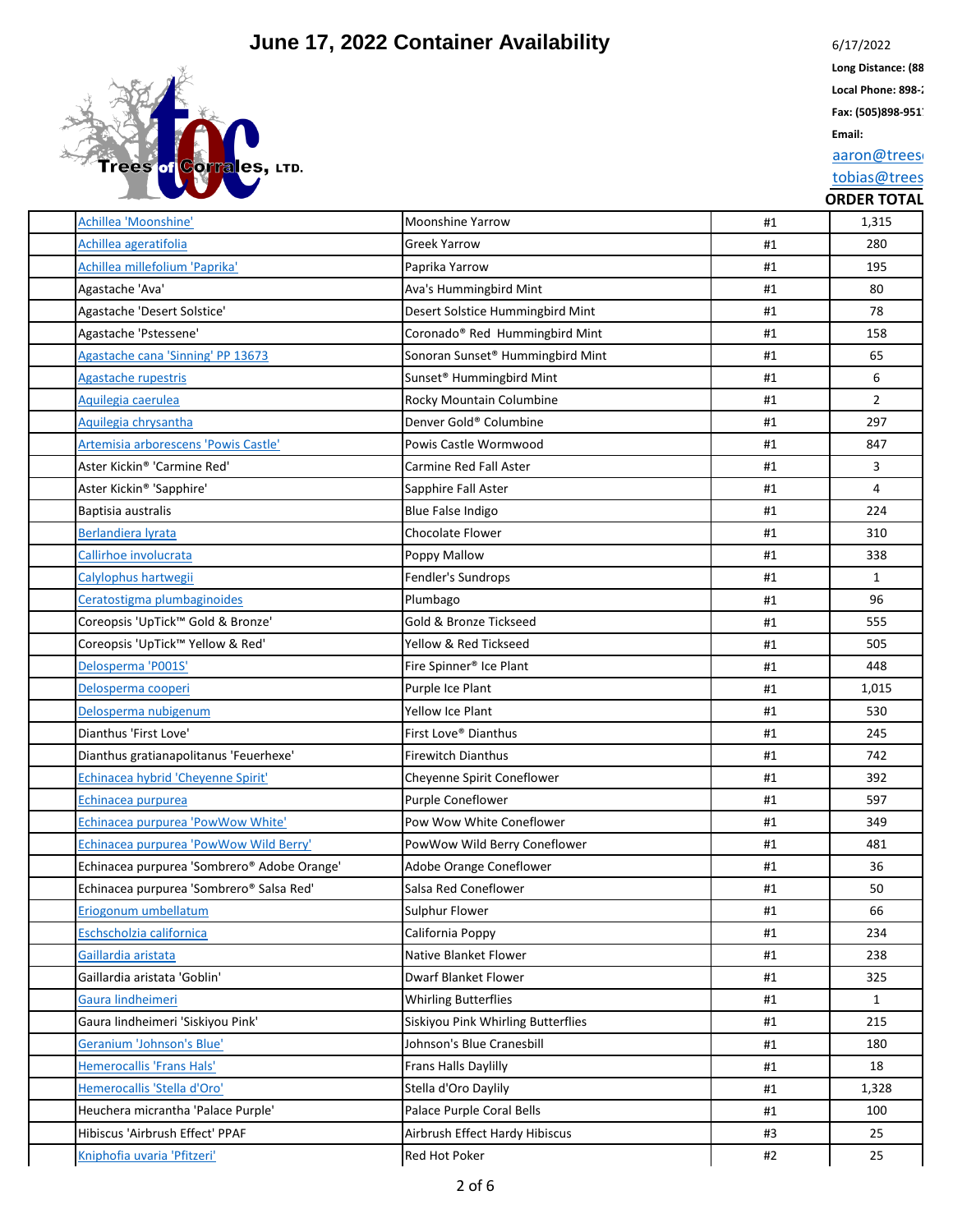# June 17, 2022 Container Availability

6/17/2022

**Long Distance: (88**

**Local Phone: 898-**

**Fax: (505)898-951**

**Email:**

aaron@trees

tobias@trees

Trees of Corrales, LTD.

| | | | | ORDER TOTAL |
|---|---|---|---|---|
| | Achillea 'Moonshine' | Moonshine Yarrow | #1 | 1,315 |
| | Achillea ageratifolia | Greek Yarrow | #1 | 280 |
| | Achillea millefolium 'Paprika' | Paprika Yarrow | #1 | 195 |
| | Agastache 'Ava' | Ava's Hummingbird Mint | #1 | 80 |
| | Agastache 'Desert Solstice' | Desert Solstice Hummingbird Mint | #1 | 78 |
| | Agastache 'Pstessene' | Coronado® Red Hummingbird Mint | #1 | 158 |
| | Agastache cana 'Sinning' PP 13673 | Sonoran Sunset® Hummingbird Mint | #1 | 65 |
| | Agastache rupestris | Sunset® Hummingbird Mint | #1 | 6 |
| | Aquilegia caerulea | Rocky Mountain Columbine | #1 | 2 |
| | Aquilegia chrysantha | Denver Gold® Columbine | #1 | 297 |
| | Artemisia arborescens 'Powis Castle' | Powis Castle Wormwood | #1 | 847 |
| | Aster Kickin® 'Carmine Red' | Carmine Red Fall Aster | #1 | 3 |
| | Aster Kickin® 'Sapphire' | Sapphire Fall Aster | #1 | 4 |
| | Baptisia australis | Blue False Indigo | #1 | 224 |
| | Berlandiera lyrata | Chocolate Flower | #1 | 310 |
| | Callirhoe involucrata | Poppy Mallow | #1 | 338 |
| | Calylophus hartwegii | Fendler's Sundrops | #1 | 1 |
| | Ceratostigma plumbaginoides | Plumbago | #1 | 96 |
| | Coreopsis 'UpTick™ Gold & Bronze' | Gold & Bronze Tickseed | #1 | 555 |
| | Coreopsis 'UpTick™ Yellow & Red' | Yellow & Red Tickseed | #1 | 505 |
| | Delosperma 'P001S' | Fire Spinner® Ice Plant | #1 | 448 |
| | Delosperma cooperi | Purple Ice Plant | #1 | 1,015 |
| | Delosperma nubigenum | Yellow Ice Plant | #1 | 530 |
| | Dianthus 'First Love' | First Love® Dianthus | #1 | 245 |
| | Dianthus gratianapolitanus 'Feuerhexe' | Firewitch Dianthus | #1 | 742 |
| | Echinacea hybrid 'Cheyenne Spirit' | Cheyenne Spirit Coneflower | #1 | 392 |
| | Echinacea purpurea | Purple Coneflower | #1 | 597 |
| | Echinacea purpurea 'PowWow White' | Pow Wow White Coneflower | #1 | 349 |
| | Echinacea purpurea 'PowWow Wild Berry' | PowWow Wild Berry Coneflower | #1 | 481 |
| | Echinacea purpurea 'Sombrero® Adobe Orange' | Adobe Orange Coneflower | #1 | 36 |
| | Echinacea purpurea 'Sombrero® Salsa Red' | Salsa Red Coneflower | #1 | 50 |
| | Eriogonum umbellatum | Sulphur Flower | #1 | 66 |
| | Eschscholzia californica | California Poppy | #1 | 234 |
| | Gaillardia aristata | Native Blanket Flower | #1 | 238 |
| | Gaillardia aristata 'Goblin' | Dwarf Blanket Flower | #1 | 325 |
| | Gaura lindheimeri | Whirling Butterflies | #1 | 1 |
| | Gaura lindheimeri 'Siskiyou Pink' | Siskiyou Pink Whirling Butterflies | #1 | 215 |
| | Geranium 'Johnson's Blue' | Johnson's Blue Cranesbill | #1 | 180 |
| | Hemerocallis 'Frans Hals' | Frans Halls Daylilly | #1 | 18 |
| | Hemerocallis 'Stella d'Oro' | Stella d'Oro Daylily | #1 | 1,328 |
| | Heuchera micrantha 'Palace Purple' | Palace Purple Coral Bells | #1 | 100 |
| | Hibiscus 'Airbrush Effect' PPAF | Airbrush Effect Hardy Hibiscus | #3 | 25 |
| | Kniphofia uvaria 'Pfitzeri' | Red Hot Poker | #2 | 25 |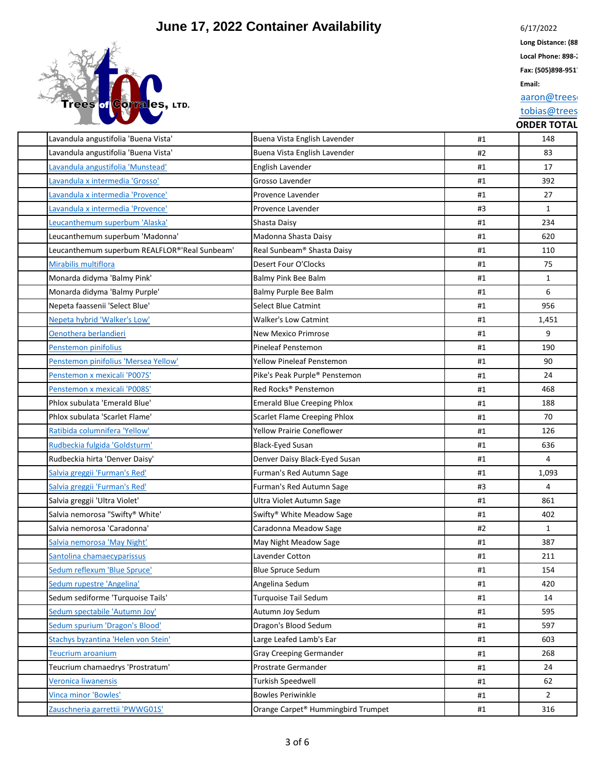# June 17, 2022 Container Availability

6/17/2022

**Long Distance: (88**

**Local Phone: 898-**

**Fax: (505)898-951**

**Email:**

aaron@trees

tobias@trees

Trees of Corrales, LTD.

| | | | | ORDER TOTAL |
|---|---|---|---|---|
| | Lavandula angustifolia 'Buena Vista' | Buena Vista English Lavender | #1 | 148 |
| | Lavandula angustifolia 'Buena Vista' | Buena Vista English Lavender | #2 | 83 |
| | Lavandula angustifolia 'Munstead' | English Lavender | #1 | 17 |
| | Lavandula x intermedia 'Grosso' | Grosso Lavender | #1 | 392 |
| | Lavandula x intermedia 'Provence' | Provence Lavender | #1 | 27 |
| | Lavandula x intermedia 'Provence' | Provence Lavender | #3 | 1 |
| | Leucanthemum superbum 'Alaska' | Shasta Daisy | #1 | 234 |
| | Leucanthemum superbum 'Madonna' | Madonna Shasta Daisy | #1 | 620 |
| | Leucanthemum superbum REALFLOR®'Real Sunbeam' | Real Sunbeam® Shasta Daisy | #1 | 110 |
| | Mirabilis multiflora | Desert Four O'Clocks | #1 | 75 |
| | Monarda didyma 'Balmy Pink' | Balmy Pink Bee Balm | #1 | 1 |
| | Monarda didyma 'Balmy Purple' | Balmy Purple Bee Balm | #1 | 6 |
| | Nepeta faassenii 'Select Blue' | Select Blue Catmint | #1 | 956 |
| | Nepeta hybrid 'Walker's Low' | Walker's Low Catmint | #1 | 1,451 |
| | Oenothera berlandieri | New Mexico Primrose | #1 | 9 |
| | Penstemon pinifolius | Pineleaf Penstemon | #1 | 190 |
| | Penstemon pinifolius 'Mersea Yellow' | Yellow Pineleaf Penstemon | #1 | 90 |
| | Penstemon x mexicali 'P007S' | Pike's Peak Purple® Penstemon | #1 | 24 |
| | Penstemon x mexicali 'P008S' | Red Rocks® Penstemon | #1 | 468 |
| | Phlox subulata 'Emerald Blue' | Emerald Blue Creeping Phlox | #1 | 188 |
| | Phlox subulata 'Scarlet Flame' | Scarlet Flame Creeping Phlox | #1 | 70 |
| | Ratibida columnifera 'Yellow' | Yellow Prairie Coneflower | #1 | 126 |
| | Rudbeckia fulgida 'Goldsturm' | Black-Eyed Susan | #1 | 636 |
| | Rudbeckia hirta 'Denver Daisy' | Denver Daisy Black-Eyed Susan | #1 | 4 |
| | Salvia greggii 'Furman's Red' | Furman's Red Autumn Sage | #1 | 1,093 |
| | Salvia greggii 'Furman's Red' | Furman's Red Autumn Sage | #3 | 4 |
| | Salvia greggii 'Ultra Violet' | Ultra Violet Autumn Sage | #1 | 861 |
| | Salvia nemorosa "Swifty® White' | Swifty® White Meadow Sage | #1 | 402 |
| | Salvia nemorosa 'Caradonna' | Caradonna Meadow Sage | #2 | 1 |
| | Salvia nemorosa 'May Night' | May Night Meadow Sage | #1 | 387 |
| | Santolina chamaecyparissus | Lavender Cotton | #1 | 211 |
| | Sedum reflexum 'Blue Spruce' | Blue Spruce Sedum | #1 | 154 |
| | Sedum rupestre 'Angelina' | Angelina Sedum | #1 | 420 |
| | Sedum sediforme 'Turquoise Tails' | Turquoise Tail Sedum | #1 | 14 |
| | Sedum spectabile 'Autumn Joy' | Autumn Joy Sedum | #1 | 595 |
| | Sedum spurium 'Dragon's Blood' | Dragon's Blood Sedum | #1 | 597 |
| | Stachys byzantina 'Helen von Stein' | Large Leafed Lamb's Ear | #1 | 603 |
| | Teucrium aroanium | Gray Creeping Germander | #1 | 268 |
| | Teucrium chamaedrys 'Prostratum' | Prostrate Germander | #1 | 24 |
| | Veronica liwanensis | Turkish Speedwell | #1 | 62 |
| | Vinca minor 'Bowles' | Bowles Periwinkle | #1 | 2 |
| | Zauschneria garrettii 'PWWG01S' | Orange Carpet® Hummingbird Trumpet | #1 | 316 |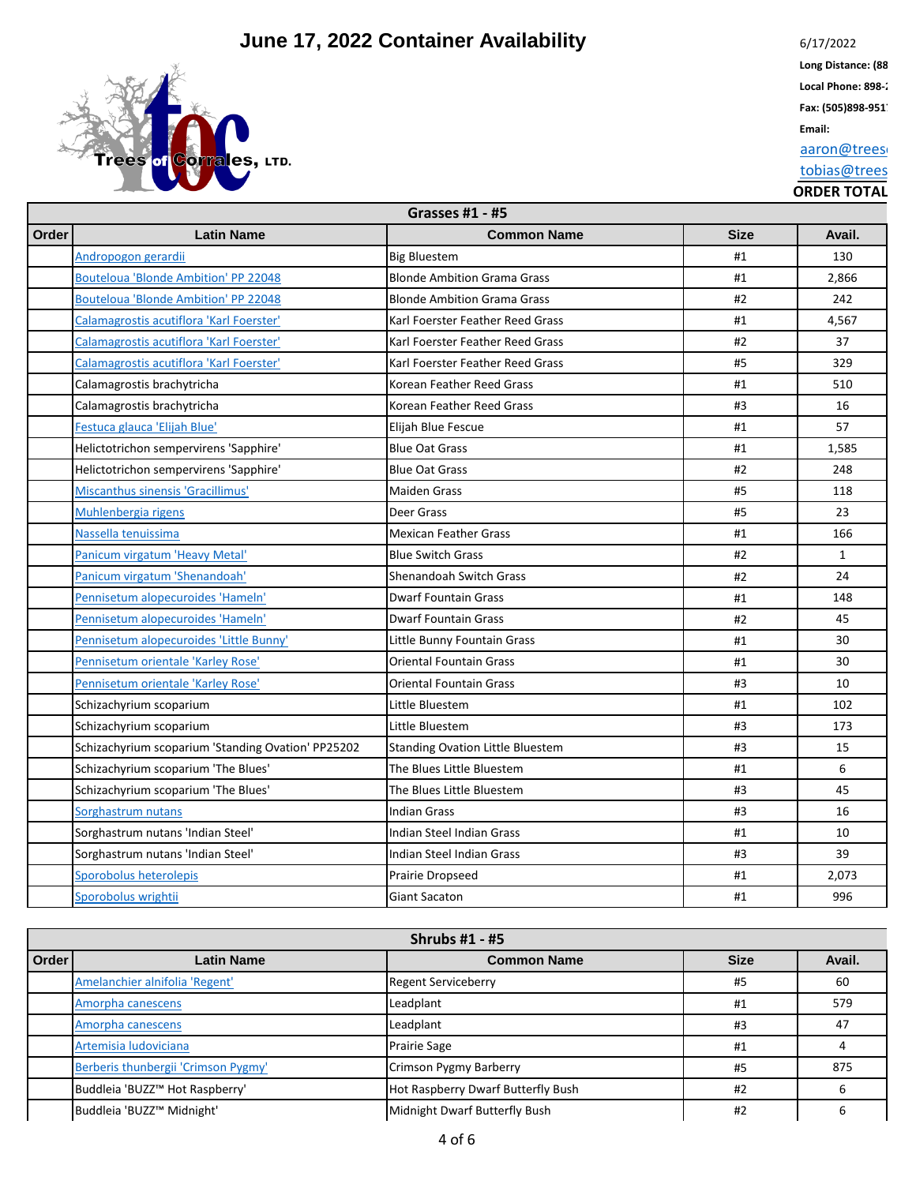# June 17, 2022 Container Availability

6/17/2022

**Long Distance: (88**

**Local Phone: 898-**

**Fax: (505)898-951**

**Email:**

aaron@trees

tobias@trees

**ORDER TOTAL**

| Grasses #1 - #5 | | | | |
|---|---|---|---|---|
| **Order** | **Latin Name** | **Common Name** | **Size** | **Avail.** |
| | Andropogon gerardii | Big Bluestem | #1 | 130 |
| | Bouteloua 'Blonde Ambition' PP 22048 | Blonde Ambition Grama Grass | #1 | 2,866 |
| | Bouteloua 'Blonde Ambition' PP 22048 | Blonde Ambition Grama Grass | #2 | 242 |
| | Calamagrostis acutiflora 'Karl Foerster' | Karl Foerster Feather Reed Grass | #1 | 4,567 |
| | Calamagrostis acutiflora 'Karl Foerster' | Karl Foerster Feather Reed Grass | #2 | 37 |
| | Calamagrostis acutiflora 'Karl Foerster' | Karl Foerster Feather Reed Grass | #5 | 329 |
| | Calamagrostis brachytricha | Korean Feather Reed Grass | #1 | 510 |
| | Calamagrostis brachytricha | Korean Feather Reed Grass | #3 | 16 |
| | Festuca glauca 'Elijah Blue' | Elijah Blue Fescue | #1 | 57 |
| | Helictotrichon sempervirens 'Sapphire' | Blue Oat Grass | #1 | 1,585 |
| | Helictotrichon sempervirens 'Sapphire' | Blue Oat Grass | #2 | 248 |
| | Miscanthus sinensis 'Gracillimus' | Maiden Grass | #5 | 118 |
| | Muhlenbergia rigens | Deer Grass | #5 | 23 |
| | Nassella tenuissima | Mexican Feather Grass | #1 | 166 |
| | Panicum virgatum 'Heavy Metal' | Blue Switch Grass | #2 | 1 |
| | Panicum virgatum 'Shenandoah' | Shenandoah Switch Grass | #2 | 24 |
| | Pennisetum alopecuroides 'Hameln' | Dwarf Fountain Grass | #1 | 148 |
| | Pennisetum alopecuroides 'Hameln' | Dwarf Fountain Grass | #2 | 45 |
| | Pennisetum alopecuroides 'Little Bunny' | Little Bunny Fountain Grass | #1 | 30 |
| | Pennisetum orientale 'Karley Rose' | Oriental Fountain Grass | #1 | 30 |
| | Pennisetum orientale 'Karley Rose' | Oriental Fountain Grass | #3 | 10 |
| | Schizachyrium scoparium | Little Bluestem | #1 | 102 |
| | Schizachyrium scoparium | Little Bluestem | #3 | 173 |
| | Schizachyrium scoparium 'Standing Ovation' PP25202 | Standing Ovation Little Bluestem | #3 | 15 |
| | Schizachyrium scoparium 'The Blues' | The Blues Little Bluestem | #1 | 6 |
| | Schizachyrium scoparium 'The Blues' | The Blues Little Bluestem | #3 | 45 |
| | Sorghastrum nutans | Indian Grass | #3 | 16 |
| | Sorghastrum nutans 'Indian Steel' | Indian Steel Indian Grass | #1 | 10 |
| | Sorghastrum nutans 'Indian Steel' | Indian Steel Indian Grass | #3 | 39 |
| | Sporobolus heterolepis | Prairie Dropseed | #1 | 2,073 |
| | Sporobolus wrightii | Giant Sacaton | #1 | 996 |

| Shrubs #1 - #5 | | | | |
|---|---|---|---|---|
| **Order** | **Latin Name** | **Common Name** | **Size** | **Avail.** |
| | Amelanchier alnifolia 'Regent' | Regent Serviceberry | #5 | 60 |
| | Amorpha canescens | Leadplant | #1 | 579 |
| | Amorpha canescens | Leadplant | #3 | 47 |
| | Artemisia ludoviciana | Prairie Sage | #1 | 4 |
| | Berberis thunbergii 'Crimson Pygmy' | Crimson Pygmy Barberry | #5 | 875 |
| | Buddleia 'BUZZ™ Hot Raspberry' | Hot Raspberry Dwarf Butterfly Bush | #2 | 6 |
| | Buddleia 'BUZZ™ Midnight' | Midnight Dwarf Butterfly Bush | #2 | 6 |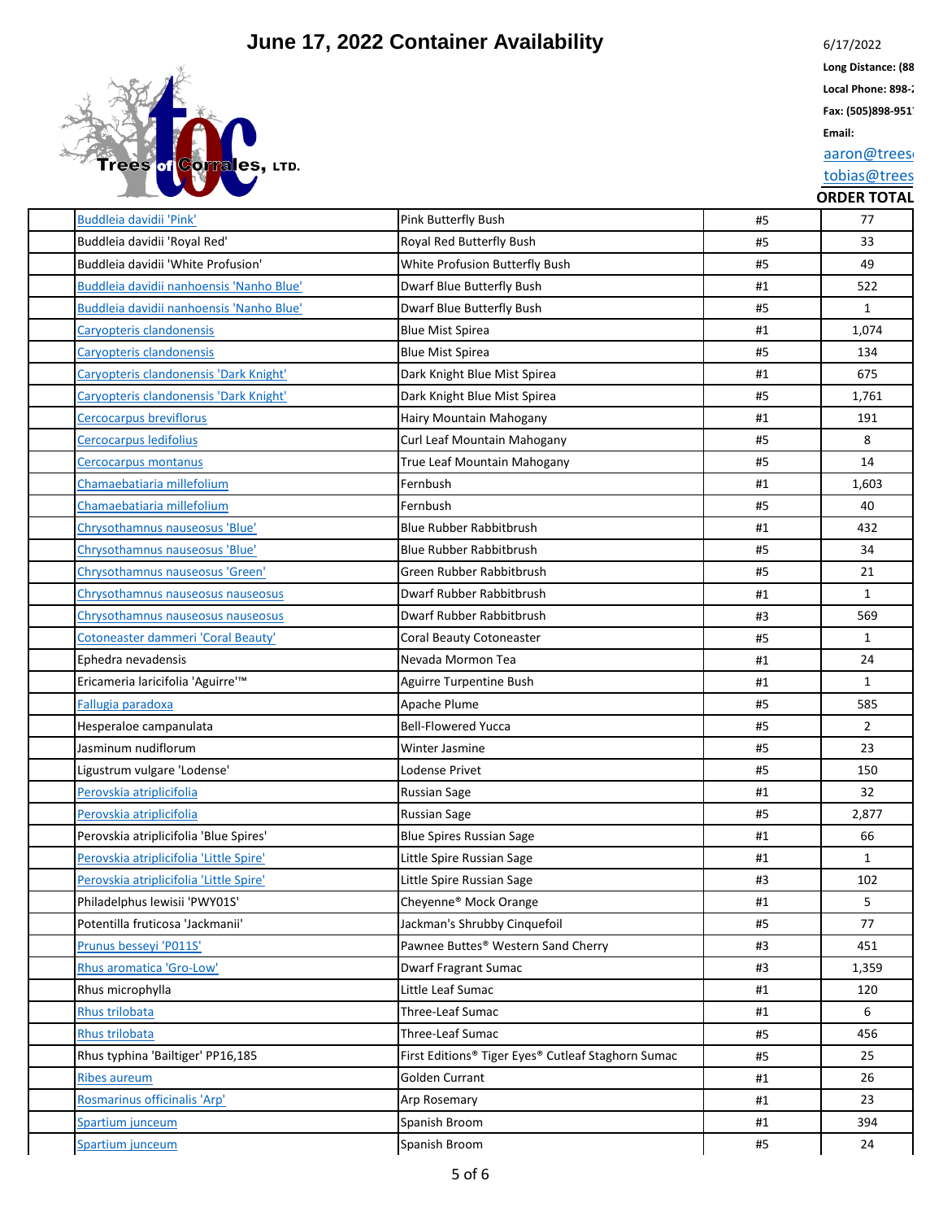# June 17, 2022 Container Availability

6/17/2022

**Long Distance: (88**

**Local Phone: 898-**

**Fax: (505)898-951**

**Email:**

aaron@trees

tobias@trees

Trees of Corrales, LTD.

| | | | | ORDER TOTAL |
|---|---|---|---|---|
| | Buddleia davidii 'Pink' | Pink Butterfly Bush | #5 | 77 |
| | Buddleia davidii 'Royal Red' | Royal Red Butterfly Bush | #5 | 33 |
| | Buddleia davidii 'White Profusion' | White Profusion Butterfly Bush | #5 | 49 |
| | Buddleia davidii nanhoensis 'Nanho Blue' | Dwarf Blue Butterfly Bush | #1 | 522 |
| | Buddleia davidii nanhoensis 'Nanho Blue' | Dwarf Blue Butterfly Bush | #5 | 1 |
| | Caryopteris clandonensis | Blue Mist Spirea | #1 | 1,074 |
| | Caryopteris clandonensis | Blue Mist Spirea | #5 | 134 |
| | Caryopteris clandonensis 'Dark Knight' | Dark Knight Blue Mist Spirea | #1 | 675 |
| | Caryopteris clandonensis 'Dark Knight' | Dark Knight Blue Mist Spirea | #5 | 1,761 |
| | Cercocarpus breviflorus | Hairy Mountain Mahogany | #1 | 191 |
| | Cercocarpus ledifolius | Curl Leaf Mountain Mahogany | #5 | 8 |
| | Cercocarpus montanus | True Leaf Mountain Mahogany | #5 | 14 |
| | Chamaebatiaria millefolium | Fernbush | #1 | 1,603 |
| | Chamaebatiaria millefolium | Fernbush | #5 | 40 |
| | Chrysothamnus nauseosus 'Blue' | Blue Rubber Rabbitbrush | #1 | 432 |
| | Chrysothamnus nauseosus 'Blue' | Blue Rubber Rabbitbrush | #5 | 34 |
| | Chrysothamnus nauseosus 'Green' | Green Rubber Rabbitbrush | #5 | 21 |
| | Chrysothamnus nauseosus nauseosus | Dwarf Rubber Rabbitbrush | #1 | 1 |
| | Chrysothamnus nauseosus nauseosus | Dwarf Rubber Rabbitbrush | #3 | 569 |
| | Cotoneaster dammeri 'Coral Beauty' | Coral Beauty Cotoneaster | #5 | 1 |
| | Ephedra nevadensis | Nevada Mormon Tea | #1 | 24 |
| | Ericameria laricifolia 'Aguirre'™ | Aguirre Turpentine Bush | #1 | 1 |
| | Fallugia paradoxa | Apache Plume | #5 | 585 |
| | Hesperaloe campanulata | Bell-Flowered Yucca | #5 | 2 |
| | Jasminum nudiflorum | Winter Jasmine | #5 | 23 |
| | Ligustrum vulgare 'Lodense' | Lodense Privet | #5 | 150 |
| | Perovskia atriplicifolia | Russian Sage | #1 | 32 |
| | Perovskia atriplicifolia | Russian Sage | #5 | 2,877 |
| | Perovskia atriplicifolia 'Blue Spires' | Blue Spires Russian Sage | #1 | 66 |
| | Perovskia atriplicifolia 'Little Spire' | Little Spire Russian Sage | #1 | 1 |
| | Perovskia atriplicifolia 'Little Spire' | Little Spire Russian Sage | #3 | 102 |
| | Philadelphus lewisii 'PWY01S' | Cheyenne® Mock Orange | #1 | 5 |
| | Potentilla fruticosa 'Jackmanii' | Jackman's Shrubby Cinquefoil | #5 | 77 |
| | Prunus besseyi 'P011S' | Pawnee Buttes® Western Sand Cherry | #3 | 451 |
| | Rhus aromatica 'Gro-Low' | Dwarf Fragrant Sumac | #3 | 1,359 |
| | Rhus microphylla | Little Leaf Sumac | #1 | 120 |
| | Rhus trilobata | Three-Leaf Sumac | #1 | 6 |
| | Rhus trilobata | Three-Leaf Sumac | #5 | 456 |
| | Rhus typhina 'Bailtiger' PP16,185 | First Editions® Tiger Eyes® Cutleaf Staghorn Sumac | #5 | 25 |
| | Ribes aureum | Golden Currant | #1 | 26 |
| | Rosmarinus officinalis 'Arp' | Arp Rosemary | #1 | 23 |
| | Spartium junceum | Spanish Broom | #1 | 394 |
| | Spartium junceum | Spanish Broom | #5 | 24 |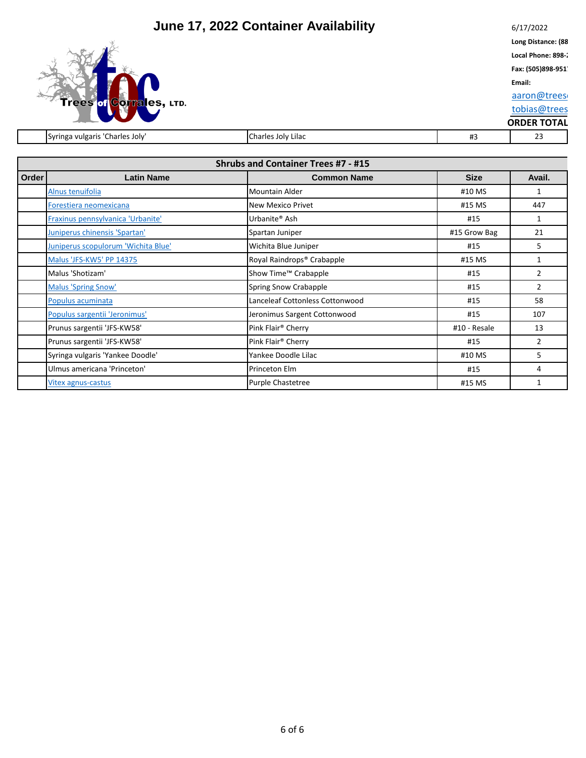# June 17, 2022 Container Availability

6/17/2022

**Long Distance: (88**

**Local Phone: 898-**

**Fax: (505)898-951**

**Email:**

aaron@trees

tobias@trees

Trees of Corrales, LTD.

**ORDER TOTAL**

| | | | | |
|---|---|---|---|---|
| | Syringa vulgaris 'Charles Joly' | Charles Joly Lilac | #3 | 23 |

| Shrubs and Container Trees #7 - #15 | | | | |
|---|---|---|---|---|
| **Order** | **Latin Name** | **Common Name** | **Size** | **Avail.** |
| | Alnus tenuifolia | Mountain Alder | #10 MS | 1 |
| | Forestiera neomexicana | New Mexico Privet | #15 MS | 447 |
| | Fraxinus pennsylvanica 'Urbanite' | Urbanite® Ash | #15 | 1 |
| | Juniperus chinensis 'Spartan' | Spartan Juniper | #15 Grow Bag | 21 |
| | Juniperus scopulorum 'Wichita Blue' | Wichita Blue Juniper | #15 | 5 |
| | Malus 'JFS-KW5' PP 14375 | Royal Raindrops® Crabapple | #15 MS | 1 |
| | Malus 'Shotizam' | Show Time™ Crabapple | #15 | 2 |
| | Malus 'Spring Snow' | Spring Snow Crabapple | #15 | 2 |
| | Populus acuminata | Lanceleaf Cottonless Cottonwood | #15 | 58 |
| | Populus sargentii 'Jeronimus' | Jeronimus Sargent Cottonwood | #15 | 107 |
| | Prunus sargentii 'JFS-KW58' | Pink Flair® Cherry | #10 - Resale | 13 |
| | Prunus sargentii 'JFS-KW58' | Pink Flair® Cherry | #15 | 2 |
| | Syringa vulgaris 'Yankee Doodle' | Yankee Doodle Lilac | #10 MS | 5 |
| | Ulmus americana 'Princeton' | Princeton Elm | #15 | 4 |
| | Vitex agnus-castus | Purple Chastetree | #15 MS | 1 |